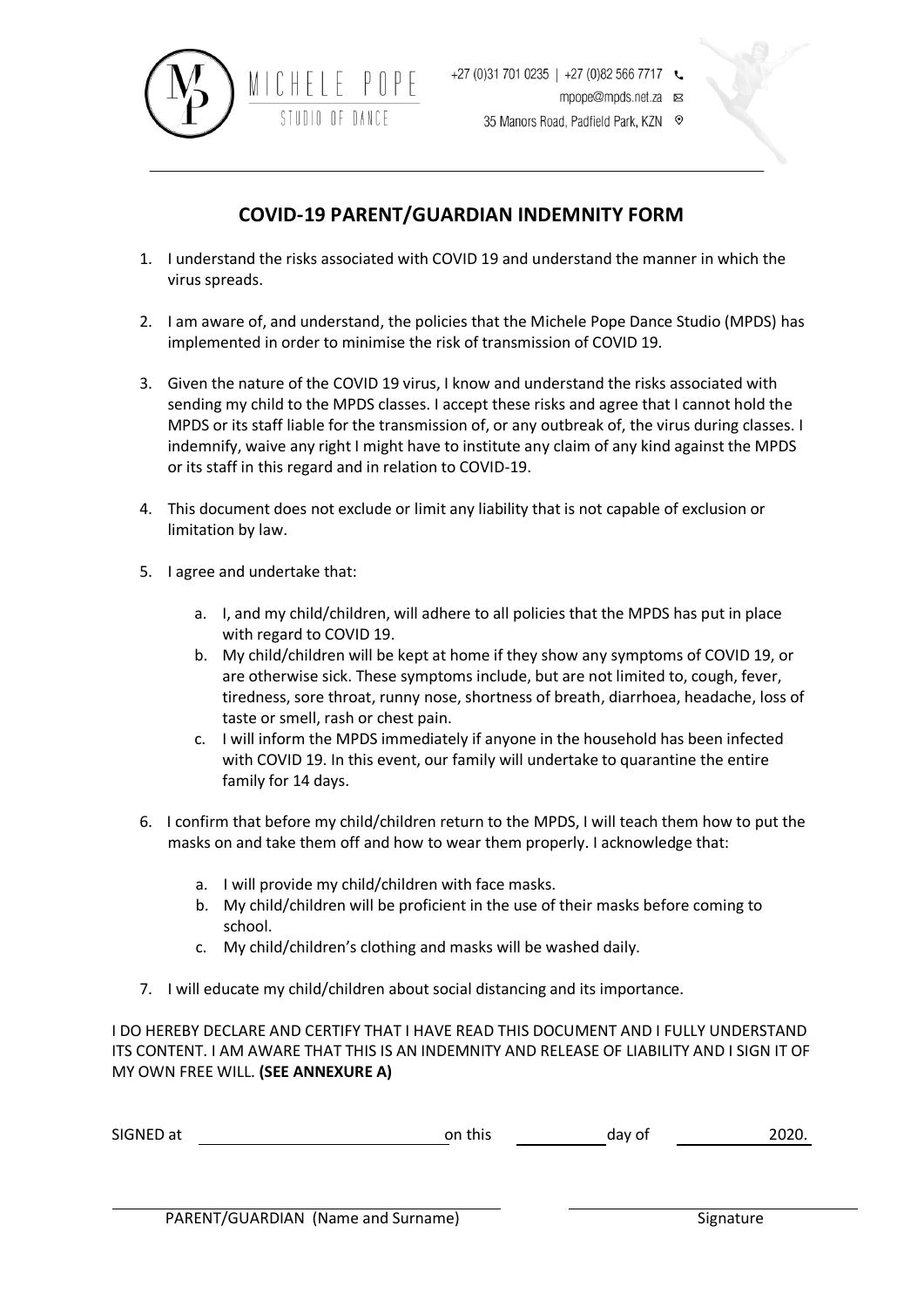MICHELE POPE
STUDIO OF DANCE

+27 (0)31 701 0235 | +27 (0)82 566 7717
mpope@mpds.net.za
35 Manors Road, Padfield Park, KZN

## COVID-19 PARENT/GUARDIAN INDEMNITY FORM

1. I understand the risks associated with COVID 19 and understand the manner in which the virus spreads.

2. I am aware of, and understand, the policies that the Michele Pope Dance Studio (MPDS) has implemented in order to minimise the risk of transmission of COVID 19.

3. Given the nature of the COVID 19 virus, I know and understand the risks associated with sending my child to the MPDS classes. I accept these risks and agree that I cannot hold the MPDS or its staff liable for the transmission of, or any outbreak of, the virus during classes. I indemnify, waive any right I might have to institute any claim of any kind against the MPDS or its staff in this regard and in relation to COVID-19.

4. This document does not exclude or limit any liability that is not capable of exclusion or limitation by law.

5. I agree and undertake that:

   a. I, and my child/children, will adhere to all policies that the MPDS has put in place with regard to COVID 19.
   b. My child/children will be kept at home if they show any symptoms of COVID 19, or are otherwise sick. These symptoms include, but are not limited to, cough, fever, tiredness, sore throat, runny nose, shortness of breath, diarrhoea, headache, loss of taste or smell, rash or chest pain.
   c. I will inform the MPDS immediately if anyone in the household has been infected with COVID 19. In this event, our family will undertake to quarantine the entire family for 14 days.

6. I confirm that before my child/children return to the MPDS, I will teach them how to put the masks on and take them off and how to wear them properly. I acknowledge that:

   a. I will provide my child/children with face masks.
   b. My child/children will be proficient in the use of their masks before coming to school.
   c. My child/children's clothing and masks will be washed daily.

7. I will educate my child/children about social distancing and its importance.

I DO HEREBY DECLARE AND CERTIFY THAT I HAVE READ THIS DOCUMENT AND I FULLY UNDERSTAND ITS CONTENT. I AM AWARE THAT THIS IS AN INDEMNITY AND RELEASE OF LIABILITY AND I SIGN IT OF MY OWN FREE WILL. **(SEE ANNEXURE A)**

SIGNED at ______________________ on this __________ day of __________ 2020.

______________________________ PARENT/GUARDIAN (Name and Surname)

______________________________ Signature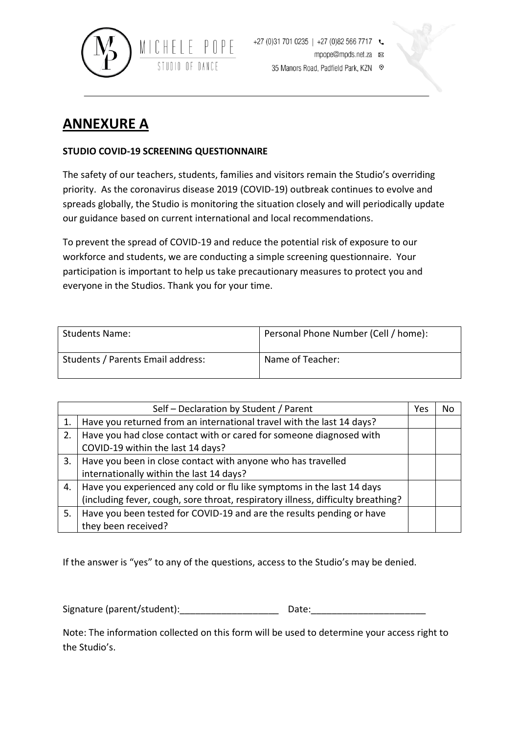MICHELE POPE STUDIO OF DANCE

+27 (0)31 701 0235 | +27 (0)82 566 7717

mpope@mpds.net.za

35 Manors Road, Padfield Park, KZN

# ANNEXURE A

**STUDIO COVID-19 SCREENING QUESTIONNAIRE**

The safety of our teachers, students, families and visitors remain the Studio's overriding priority. As the coronavirus disease 2019 (COVID-19) outbreak continues to evolve and spreads globally, the Studio is monitoring the situation closely and will periodically update our guidance based on current international and local recommendations.

To prevent the spread of COVID-19 and reduce the potential risk of exposure to our workforce and students, we are conducting a simple screening questionnaire. Your participation is important to help us take precautionary measures to protect you and everyone in the Studios. Thank you for your time.

| | |
|---|---|
| Students Name: | Personal Phone Number (Cell / home): |
| Students / Parents Email address: | Name of Teacher: |

| | Self – Declaration by Student / Parent | Yes | No |
|---|---|---|---|
| 1. | Have you returned from an international travel with the last 14 days? | | |
| 2. | Have you had close contact with or cared for someone diagnosed with COVID-19 within the last 14 days? | | |
| 3. | Have you been in close contact with anyone who has travelled internationally within the last 14 days? | | |
| 4. | Have you experienced any cold or flu like symptoms in the last 14 days (including fever, cough, sore throat, respiratory illness, difficulty breathing? | | |
| 5. | Have you been tested for COVID-19 and are the results pending or have they been received? | | |

If the answer is "yes" to any of the questions, access to the Studio's may be denied.

Signature (parent/student):___________________ Date:______________________

Note: The information collected on this form will be used to determine your access right to the Studio's.